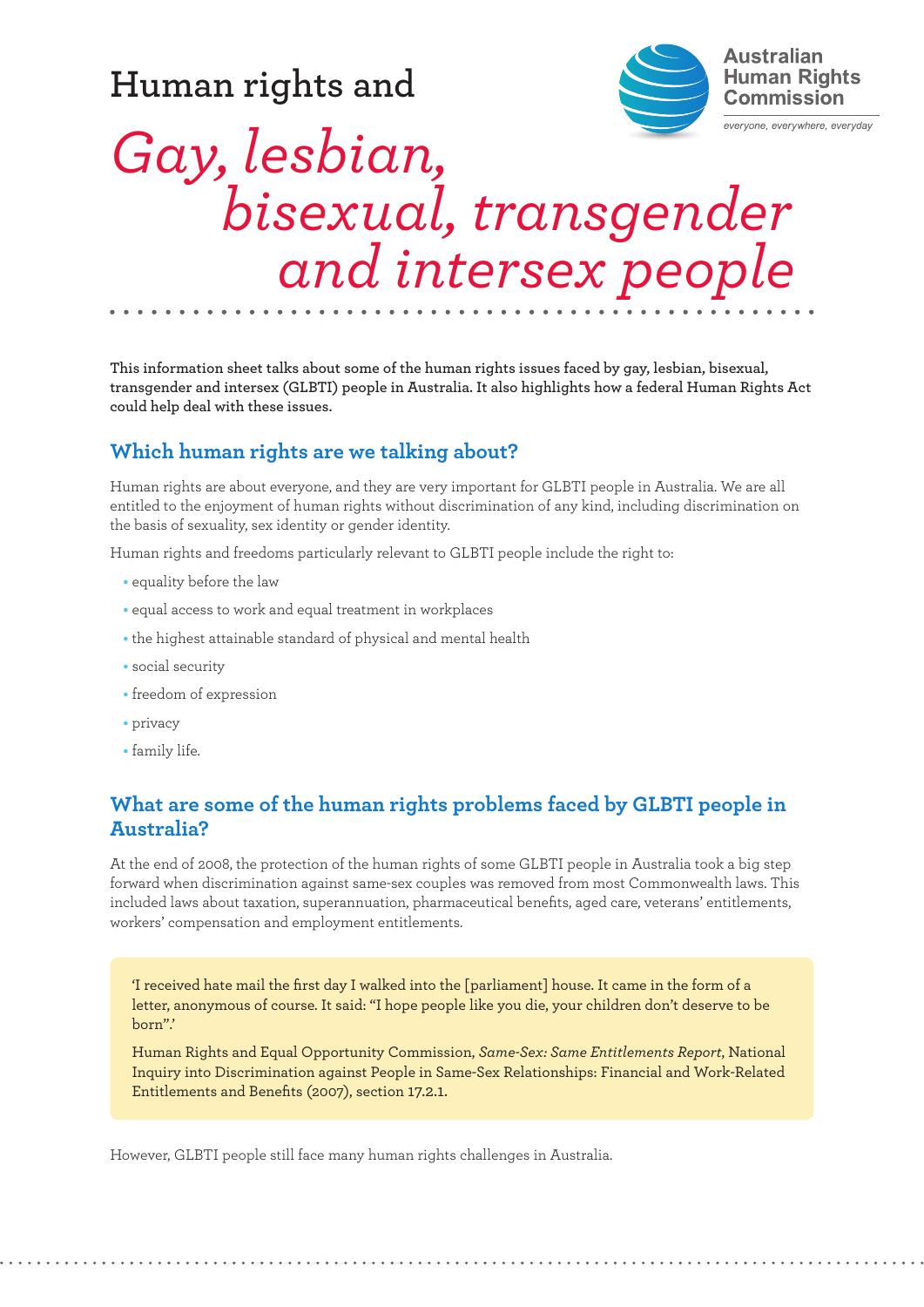# Human rights and *Gay, lesbian, bisexual, transgender and intersex people*

Australian Human Rights Commission

*everyone, everywhere, everyday*

**This information sheet talks about some of the human rights issues faced by gay, lesbian, bisexual, transgender and intersex (GLBTI) people in Australia. It also highlights how a federal Human Rights Act could help deal with these issues.**

## Which human rights are we talking about?

Human rights are about everyone, and they are very important for GLBTI people in Australia. We are all entitled to the enjoyment of human rights without discrimination of any kind, including discrimination on the basis of sexuality, sex identity or gender identity.

Human rights and freedoms particularly relevant to GLBTI people include the right to:

- equality before the law
- equal access to work and equal treatment in workplaces
- the highest attainable standard of physical and mental health
- social security
- freedom of expression
- privacy
- family life.

## What are some of the human rights problems faced by GLBTI people in Australia?

At the end of 2008, the protection of the human rights of some GLBTI people in Australia took a big step forward when discrimination against same-sex couples was removed from most Commonwealth laws. This included laws about taxation, superannuation, pharmaceutical benefits, aged care, veterans' entitlements, workers' compensation and employment entitlements.

> 'I received hate mail the first day I walked into the [parliament] house. It came in the form of a letter, anonymous of course. It said: "I hope people like you die, your children don't deserve to be born".'
>
> Human Rights and Equal Opportunity Commission, *Same-Sex: Same Entitlements Report*, National Inquiry into Discrimination against People in Same-Sex Relationships: Financial and Work-Related Entitlements and Benefits (2007), section 17.2.1.

However, GLBTI people still face many human rights challenges in Australia.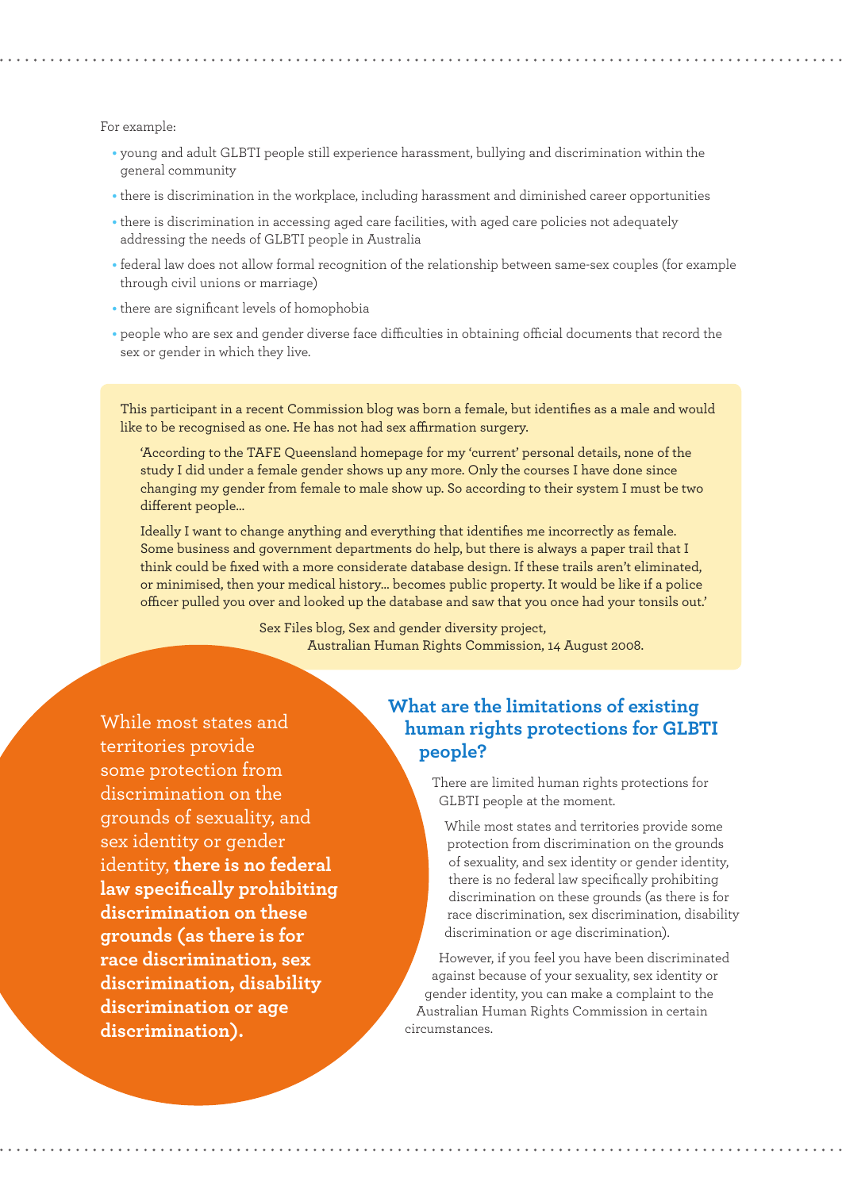For example:

- young and adult GLBTI people still experience harassment, bullying and discrimination within the general community
- there is discrimination in the workplace, including harassment and diminished career opportunities
- there is discrimination in accessing aged care facilities, with aged care policies not adequately addressing the needs of GLBTI people in Australia
- federal law does not allow formal recognition of the relationship between same-sex couples (for example through civil unions or marriage)
- there are significant levels of homophobia
- people who are sex and gender diverse face difficulties in obtaining official documents that record the sex or gender in which they live.

> This participant in a recent Commission blog was born a female, but identifies as a male and would like to be recognised as one. He has not had sex affirmation surgery.
>
> 'According to the TAFE Queensland homepage for my 'current' personal details, none of the study I did under a female gender shows up any more. Only the courses I have done since changing my gender from female to male show up. So according to their system I must be two different people...
>
> Ideally I want to change anything and everything that identifies me incorrectly as female. Some business and government departments do help, but there is always a paper trail that I think could be fixed with a more considerate database design. If these trails aren't eliminated, or minimised, then your medical history... becomes public property. It would be like if a police officer pulled you over and looked up the database and saw that you once had your tonsils out.'
>
> Sex Files blog, Sex and gender diversity project, Australian Human Rights Commission, 14 August 2008.

While most states and territories provide some protection from discrimination on the grounds of sexuality, and sex identity or gender identity, **there is no federal law specifically prohibiting discrimination on these grounds (as there is for race discrimination, sex discrimination, disability discrimination or age discrimination).**

## What are the limitations of existing human rights protections for GLBTI people?

There are limited human rights protections for GLBTI people at the moment.

While most states and territories provide some protection from discrimination on the grounds of sexuality, and sex identity or gender identity, there is no federal law specifically prohibiting discrimination on these grounds (as there is for race discrimination, sex discrimination, disability discrimination or age discrimination).

However, if you feel you have been discriminated against because of your sexuality, sex identity or gender identity, you can make a complaint to the Australian Human Rights Commission in certain circumstances.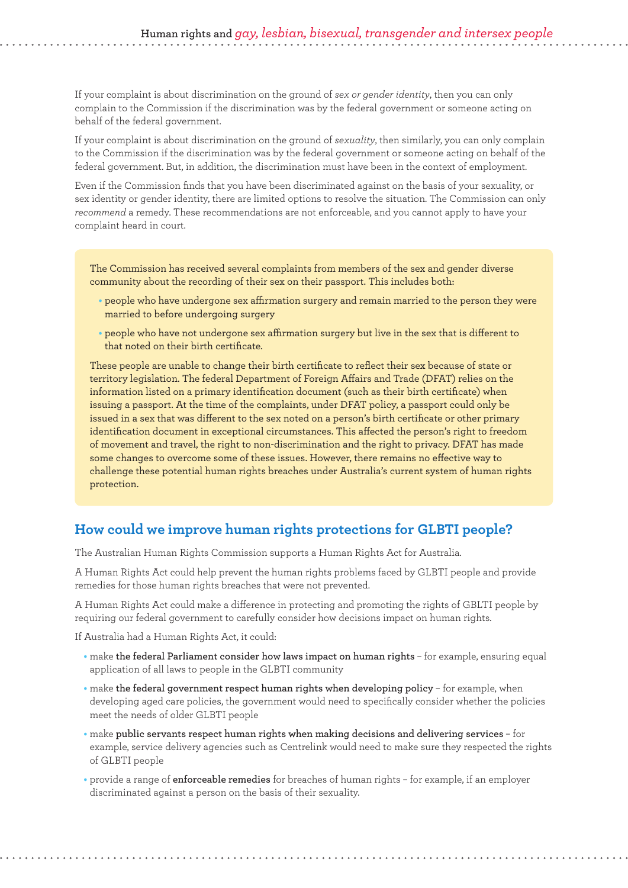If your complaint is about discrimination on the ground of *sex or gender identity*, then you can only complain to the Commission if the discrimination was by the federal government or someone acting on behalf of the federal government.

If your complaint is about discrimination on the ground of *sexuality*, then similarly, you can only complain to the Commission if the discrimination was by the federal government or someone acting on behalf of the federal government. But, in addition, the discrimination must have been in the context of employment.

Even if the Commission finds that you have been discriminated against on the basis of your sexuality, or sex identity or gender identity, there are limited options to resolve the situation. The Commission can only *recommend* a remedy. These recommendations are not enforceable, and you cannot apply to have your complaint heard in court.

The Commission has received several complaints from members of the sex and gender diverse community about the recording of their sex on their passport. This includes both:

- people who have undergone sex affirmation surgery and remain married to the person they were married to before undergoing surgery
- people who have not undergone sex affirmation surgery but live in the sex that is different to that noted on their birth certificate.

These people are unable to change their birth certificate to reflect their sex because of state or territory legislation. The federal Department of Foreign Affairs and Trade (DFAT) relies on the information listed on a primary identification document (such as their birth certificate) when issuing a passport. At the time of the complaints, under DFAT policy, a passport could only be issued in a sex that was different to the sex noted on a person's birth certificate or other primary identification document in exceptional circumstances. This affected the person's right to freedom of movement and travel, the right to non-discrimination and the right to privacy. DFAT has made some changes to overcome some of these issues. However, there remains no effective way to challenge these potential human rights breaches under Australia's current system of human rights protection.

## How could we improve human rights protections for GLBTI people?

The Australian Human Rights Commission supports a Human Rights Act for Australia.

A Human Rights Act could help prevent the human rights problems faced by GLBTI people and provide remedies for those human rights breaches that were not prevented.

A Human Rights Act could make a difference in protecting and promoting the rights of GBLTI people by requiring our federal government to carefully consider how decisions impact on human rights.

If Australia had a Human Rights Act, it could:

- make **the federal Parliament consider how laws impact on human rights** – for example, ensuring equal application of all laws to people in the GLBTI community
- make **the federal government respect human rights when developing policy** – for example, when developing aged care policies, the government would need to specifically consider whether the policies meet the needs of older GLBTI people
- make **public servants respect human rights when making decisions and delivering services** – for example, service delivery agencies such as Centrelink would need to make sure they respected the rights of GLBTI people
- provide a range of **enforceable remedies** for breaches of human rights – for example, if an employer discriminated against a person on the basis of their sexuality.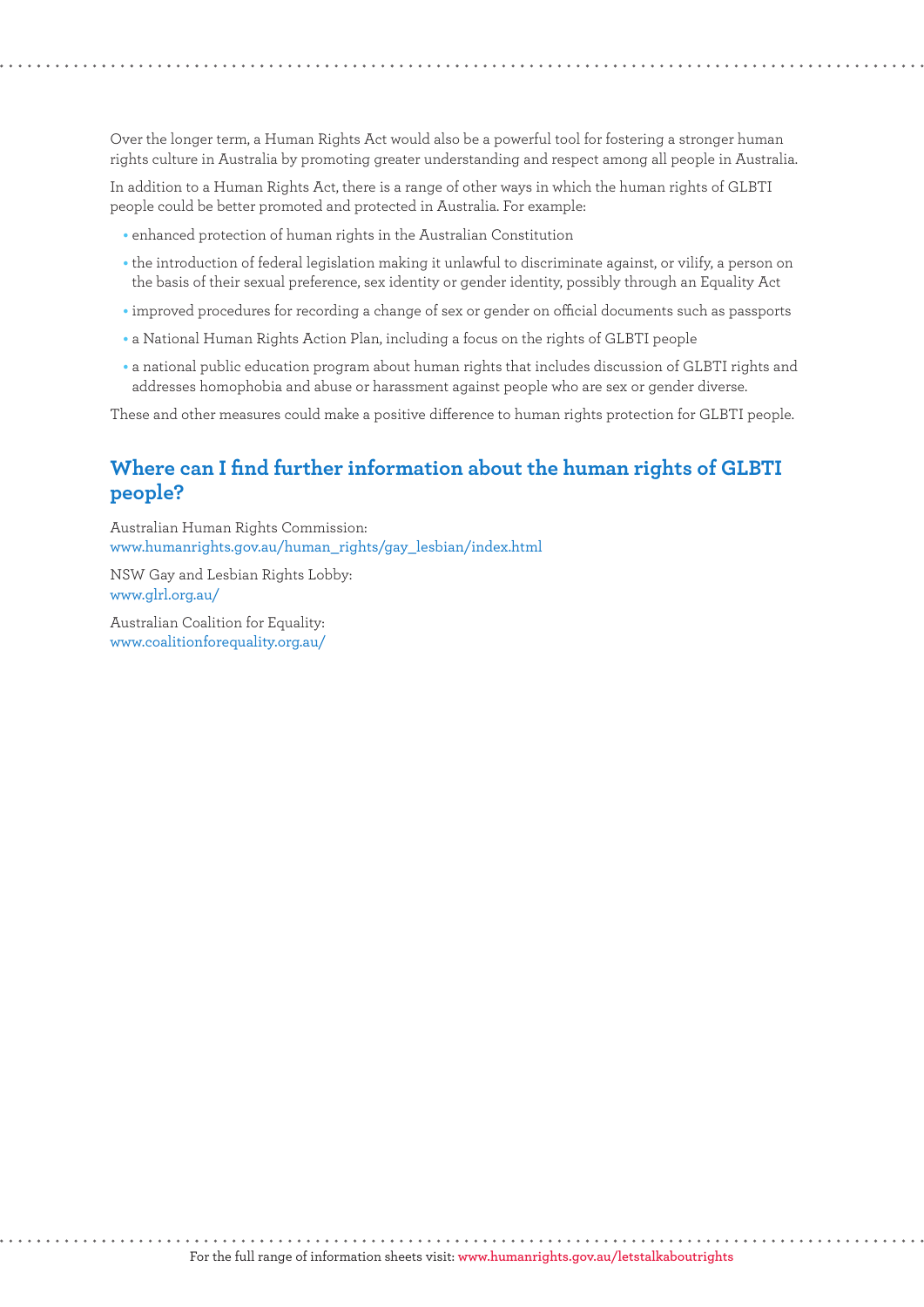Over the longer term, a Human Rights Act would also be a powerful tool for fostering a stronger human rights culture in Australia by promoting greater understanding and respect among all people in Australia.

In addition to a Human Rights Act, there is a range of other ways in which the human rights of GLBTI people could be better promoted and protected in Australia. For example:

- enhanced protection of human rights in the Australian Constitution
- the introduction of federal legislation making it unlawful to discriminate against, or vilify, a person on the basis of their sexual preference, sex identity or gender identity, possibly through an Equality Act
- improved procedures for recording a change of sex or gender on official documents such as passports
- a National Human Rights Action Plan, including a focus on the rights of GLBTI people
- a national public education program about human rights that includes discussion of GLBTI rights and addresses homophobia and abuse or harassment against people who are sex or gender diverse.

These and other measures could make a positive difference to human rights protection for GLBTI people.

## Where can I find further information about the human rights of GLBTI people?

Australian Human Rights Commission:
www.humanrights.gov.au/human_rights/gay_lesbian/index.html

NSW Gay and Lesbian Rights Lobby:
www.glrl.org.au/

Australian Coalition for Equality:
www.coalitionforequality.org.au/